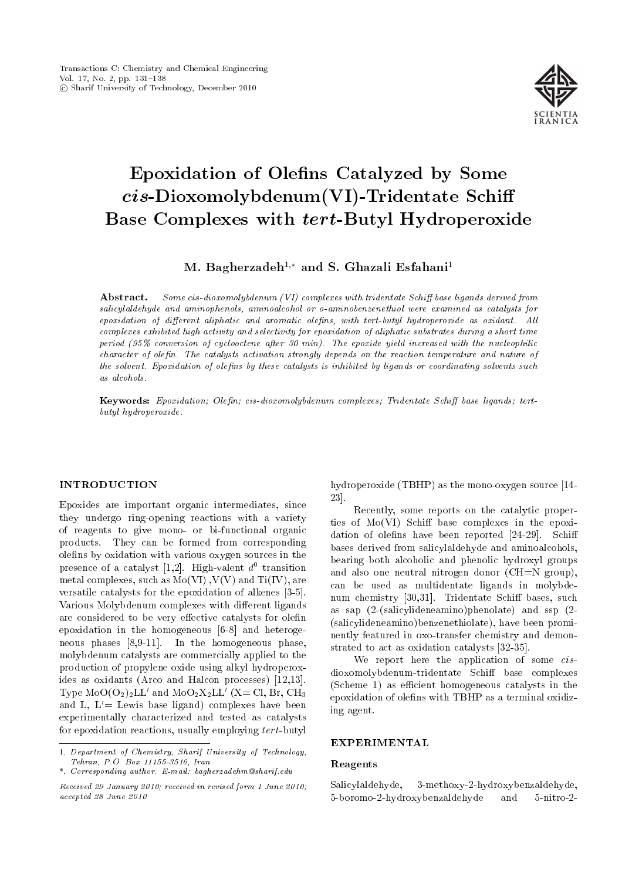# Epoxidation of Olefins Catalyzed by Some *cis*-Dioxomolybdenum(VI)-Tridentate Schiff Base Complexes with *tert*-Butyl Hydroperoxide

**M. Bagherzadeh**[1,*] **and S. Ghazali Esfahani**[1]

**Abstract.** *Some cis-dioxomolybdenum (VI) complexes with tridentate Schiff base ligands derived from salicylaldehyde and aminophenols, aminoalcohol or o-aminobenzenethiol were examined as catalysts for epoxidation of different aliphatic and aromatic olefins, with tert-butyl hydroperoxide as oxidant. All complexes exhibited high activity and selectivity for epoxidation of aliphatic substrates during a short time period (95% conversion of cyclooctene after 30 min). The epoxide yield increased with the nucleophilic character of olefin. The catalysts activation strongly depends on the reaction temperature and nature of the solvent. Epoxidation of olefins by these catalysts is inhibited by ligands or coordinating solvents such as alcohols.*

**Keywords:** *Epoxidation; Olefin; cis-dioxomolybdenum complexes; Tridentate Schiff base ligands; tert-butyl hydroperoxide.*

## INTRODUCTION

Epoxides are important organic intermediates, since they undergo ring-opening reactions with a variety of reagents to give mono- or bi-functional organic products. They can be formed from corresponding olefins by oxidation with various oxygen sources in the presence of a catalyst [1,2]. High-valent $d^0$ transition metal complexes, such as Mo(VI) ,V(V) and Ti(IV), are versatile catalysts for the epoxidation of alkenes [3-5]. Various Molybdenum complexes with different ligands are considered to be very effective catalysts for olefin epoxidation in the homogeneous [6-8] and heterogeneous phases [8,9-11]. In the homogeneous phase, molybdenum catalysts are commercially applied to the production of propylene oxide using alkyl hydroperoxides as oxidants (Arco and Halcon processes) [12,13]. Type $MoO(O_2)_2LL'$ and $MoO_2X_2LL'$ (X= Cl, Br, $CH_3$ and L, L'= Lewis base ligand) complexes have been experimentally characterized and tested as catalysts for epoxidation reactions, usually employing *tert*-butyl hydroperoxide (TBHP) as the mono-oxygen source [14-23].

Recently, some reports on the catalytic properties of Mo(VI) Schiff base complexes in the epoxidation of olefins have been reported [24-29]. Schiff bases derived from salicylaldehyde and aminoalcohols, bearing both alcoholic and phenolic hydroxyl groups and also one neutral nitrogen donor (CH=N group), can be used as multidentate ligands in molybdenum chemistry [30,31]. Tridentate Schiff bases, such as sap (2-(salicylideneamino)phenolate) and ssp (2-(salicylideneamino)benzenethiolate), have been prominently featured in oxo-transfer chemistry and demonstrated to act as oxidation catalysts [32-35].

We report here the application of some *cis*-dioxomolybdenum-tridentate Schiff base complexes (Scheme 1) as efficient homogeneous catalysts in the epoxidation of olefins with TBHP as a terminal oxidizing agent.

## EXPERIMENTAL

### Reagents

Salicylaldehyde, 3-methoxy-2-hydroxybenzaldehyde, 5-boromo-2-hydroxybenzaldehyde and 5-nitro-2-

---

1. *Department of Chemistry, Sharif University of Technology, Tehran, P.O. Box 11155-3516, Iran.*

\*. *Corresponding author. E-mail: bagherzadehm@sharif.edu*

*Received 29 January 2010; received in revised form 1 June 2010; accepted 28 June 2010*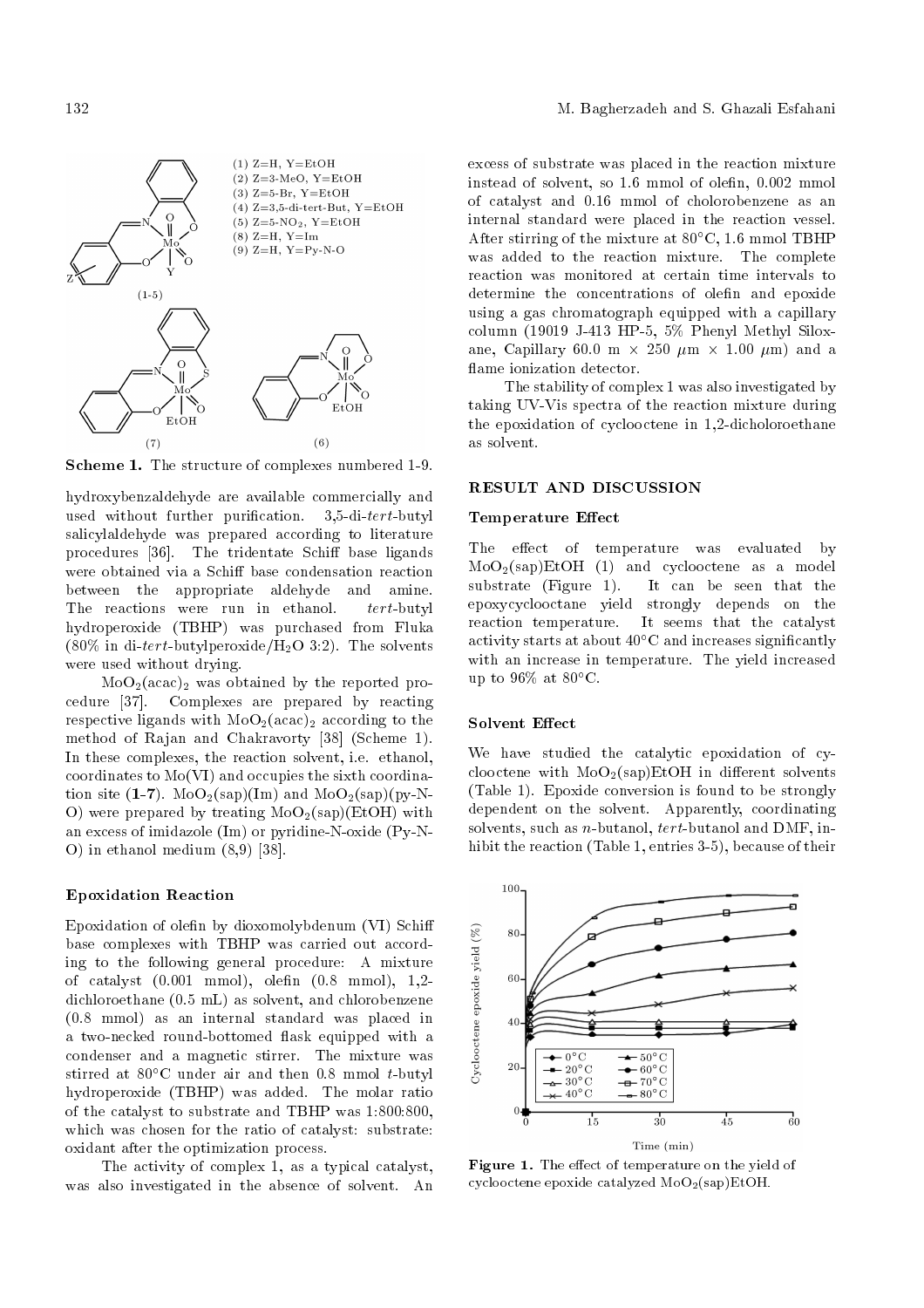(1) Z=H, Y=EtOH
(2) Z=3-MeO, Y=EtOH
(3) Z=5-Br, Y=EtOH
(4) Z=3,5-di-tert-But, Y=EtOH
(5) Z=5-$NO_2$, Y=EtOH
(8) Z=H, Y=Im
(9) Z=H, Y=Py-N-O

**Scheme 1.** The structure of complexes numbered 1-9.

hydroxybenzaldehyde are available commercially and used without further purification. 3,5-di-*tert*-butyl salicylaldehyde was prepared according to literature procedures [36]. The tridentate Schiff base ligands were obtained via a Schiff base condensation reaction between the appropriate aldehyde and amine. The reactions were run in ethanol. *tert*-butyl hydroperoxide (TBHP) was purchased from Fluka (80% in di-*tert*-butylperoxide/$H_2O$ 3:2). The solvents were used without drying.

$MoO_2(acac)_2$ was obtained by the reported procedure [37]. Complexes are prepared by reacting respective ligands with $MoO_2(acac)_2$ according to the method of Rajan and Chakravorty [38] (Scheme 1). In these complexes, the reaction solvent, i.e. ethanol, coordinates to Mo(VI) and occupies the sixth coordination site (**1**-**7**). $MoO_2$(sap)(Im) and $MoO_2$(sap)(py-N-O) were prepared by treating $MoO_2$(sap)(EtOH) with an excess of imidazole (Im) or pyridine-N-oxide (Py-N-O) in ethanol medium (8,9) [38].

### Epoxidation Reaction

Epoxidation of olefin by dioxomolybdenum (VI) Schiff base complexes with TBHP was carried out according to the following general procedure: A mixture of catalyst (0.001 mmol), olefin (0.8 mmol), 1,2-dichloroethane (0.5 mL) as solvent, and chlorobenzene (0.8 mmol) as an internal standard was placed in a two-necked round-bottomed flask equipped with a condenser and a magnetic stirrer. The mixture was stirred at 80°C under air and then 0.8 mmol *t*-butyl hydroperoxide (TBHP) was added. The molar ratio of the catalyst to substrate and TBHP was 1:800:800, which was chosen for the ratio of catalyst: substrate: oxidant after the optimization process.

The activity of complex 1, as a typical catalyst, was also investigated in the absence of solvent. An excess of substrate was placed in the reaction mixture instead of solvent, so 1.6 mmol of olefin, 0.002 mmol of catalyst and 0.16 mmol of cholorobenzene as an internal standard were placed in the reaction vessel. After stirring of the mixture at 80°C, 1.6 mmol TBHP was added to the reaction mixture. The complete reaction was monitored at certain time intervals to determine the concentrations of olefin and epoxide using a gas chromatograph equipped with a capillary column (19019 J-413 HP-5, 5% Phenyl Methyl Siloxane, Capillary 60.0 m × 250 μm × 1.00 μm) and a flame ionization detector.

The stability of complex 1 was also investigated by taking UV-Vis spectra of the reaction mixture during the epoxidation of cyclooctene in 1,2-dicholoroethane as solvent.

## RESULT AND DISCUSSION

### Temperature Effect

The effect of temperature was evaluated by $MoO_2$(sap)EtOH (1) and cyclooctene as a model substrate (Figure 1). It can be seen that the epoxycyclooctane yield strongly depends on the reaction temperature. It seems that the catalyst activity starts at about 40°C and increases significantly with an increase in temperature. The yield increased up to 96% at 80°C.

### Solvent Effect

We have studied the catalytic epoxidation of cyclooctene with $MoO_2$(sap)EtOH in different solvents (Table 1). Epoxide conversion is found to be strongly dependent on the solvent. Apparently, coordinating solvents, such as *n*-butanol, *tert*-butanol and DMF, inhibit the reaction (Table 1, entries 3-5), because of their

**Figure 1.** The effect of temperature on the yield of cyclooctene epoxide catalyzed $MoO_2$(sap)EtOH.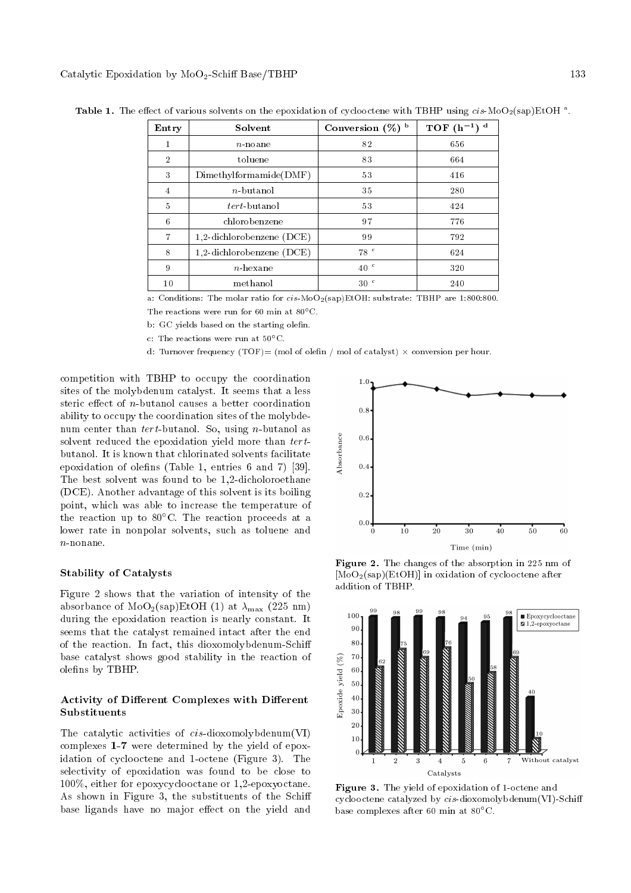**Table 1.** The effect of various solvents on the epoxidation of cyclooctene with TBHP using *cis*-$MoO_2$(sap)EtOH [a].

| Entry | Solvent | Conversion (%) [b] | TOF ($h^{-1}$) [d] |
|---|---|---|---|
| 1 | *n*-noane | 82 | 656 |
| 2 | toluene | 83 | 664 |
| 3 | Dimethylformamide(DMF) | 53 | 416 |
| 4 | *n*-butanol | 35 | 280 |
| 5 | *tert*-butanol | 53 | 424 |
| 6 | chlorobenzene | 97 | 776 |
| 7 | 1,2-dichlorobenzene (DCE) | 99 | 792 |
| 8 | 1,2-dichlorobenzene (DCE) | 78 [c] | 624 |
| 9 | *n*-hexane | 40 [c] | 320 |
| 10 | methanol | 30 [c] | 240 |

a: Conditions: The molar ratio for *cis*-$MoO_2$(sap)EtOH: substrate: TBHP are 1:800:800. The reactions were run for 60 min at 80°C.

b: GC yields based on the starting olefin.

c: The reactions were run at 50°C.

d: Turnover frequency (TOF)= (mol of olefin / mol of catalyst) × conversion per hour.

competition with TBHP to occupy the coordination sites of the molybdenum catalyst. It seems that a less steric effect of *n*-butanol causes a better coordination ability to occupy the coordination sites of the molybdenum center than *tert*-butanol. So, using *n*-butanol as solvent reduced the epoxidation yield more than *tert*-butanol. It is known that chlorinated solvents facilitate epoxidation of olefins (Table 1, entries 6 and 7) [39]. The best solvent was found to be 1,2-dicholoroethane (DCE). Another advantage of this solvent is its boiling point, which was able to increase the temperature of the reaction up to 80°C. The reaction proceeds at a lower rate in nonpolar solvents, such as toluene and *n*-nonane.

### Stability of Catalysts

Figure 2 shows that the variation of intensity of the absorbance of $MoO_2$(sap)EtOH (1) at $\lambda_{max}$ (225 nm) during the epoxidation reaction is nearly constant. It seems that the catalyst remained intact after the end of the reaction. In fact, this dioxomolybdenum-Schiff base catalyst shows good stability in the reaction of olefins by TBHP.

### Activity of Different Complexes with Different Substituents

The catalytic activities of *cis*-dioxomolybdenum(VI) complexes **1**-**7** were determined by the yield of epoxidation of cyclooctene and 1-octene (Figure 3). The selectivity of epoxidation was found to be close to 100%, either for epoxycyclooctane or 1,2-epoxyoctane. As shown in Figure 3, the substituents of the Schiff base ligands have no major effect on the yield and

**Figure 2.** The changes of the absorption in 225 nm of [$MoO_2$(sap)(EtOH)] in oxidation of cyclooctene after addition of TBHP.

**Figure 3.** The yield of epoxidation of 1-octene and cyclooctene catalyzed by *cis*-dioxomolybdenum(VI)-Schiff base complexes after 60 min at 80°C.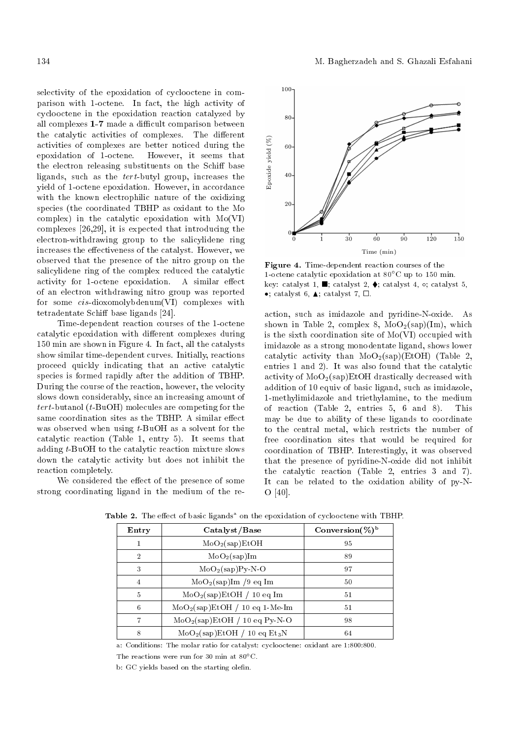selectivity of the epoxidation of cyclooctene in comparison with 1-octene. In fact, the high activity of cyclooctene in the epoxidation reaction catalyzed by all complexes **1-7** made a difficult comparison between the catalytic activities of complexes. The different activities of complexes are better noticed during the epoxidation of 1-octene. However, it seems that the electron releasing substituents on the Schiff base ligands, such as the *tert*-butyl group, increases the yield of 1-octene epoxidation. However, in accordance with the known electrophilic nature of the oxidizing species (the coordinated TBHP as oxidant to the Mo complex) in the catalytic epoxidation with Mo(VI) complexes [26,29], it is expected that introducing the electron-withdrawing group to the salicylidene ring increases the effectiveness of the catalyst. However, we observed that the presence of the nitro group on the salicylidene ring of the complex reduced the catalytic activity for 1-octene epoxidation. A similar effect of an electron withdrawing nitro group was reported for some *cis*-dioxomolybdenum(VI) complexes with tetradentate Schiff base ligands [24].

Time-dependent reaction courses of the 1-octene catalytic epoxidation with different complexes during 150 min are shown in Figure 4. In fact, all the catalysts show similar time-dependent curves. Initially, reactions proceed quickly indicating that an active catalytic species is formed rapidly after the addition of TBHP. During the course of the reaction, however, the velocity slows down considerably, since an increasing amount of *tert*-butanol (*t*-BuOH) molecules are competing for the same coordination sites as the TBHP. A similar effect was observed when using *t*-BuOH as a solvent for the catalytic reaction (Table 1, entry 5). It seems that adding *t*-BuOH to the catalytic reaction mixture slows down the catalytic activity but does not inhibit the reaction completely.

We considered the effect of the presence of some strong coordinating ligand in the medium of the reaction, such as imidazole and pyridine-N-oxide. As shown in Table 2, complex 8, $MoO_2$(sap)(Im), which is the sixth coordination site of Mo(VI) occupied with imidazole as a strong monodentate ligand, shows lower catalytic activity than $MoO_2$(sap)(EtOH) (Table 2, entries 1 and 2). It was also found that the catalytic activity of $MoO_2$(sap)EtOH drastically decreased with addition of 10 equiv of basic ligand, such as imidazole, 1-methylimidazole and triethylamine, to the medium of reaction (Table 2, entries 5, 6 and 8). This may be due to ability of these ligands to coordinate to the central metal, which restricts the number of free coordination sites that would be required for coordination of TBHP. Interestingly, it was observed that the presence of pyridine-N-oxide did not inhibit the catalytic reaction (Table 2, entries 3 and 7). It can be related to the oxidation ability of py-N-O [40].

**Figure 4.** Time-dependent reaction courses of the 1-octene catalytic epoxidation at 80°C up to 150 min. key: catalyst 1, ■; catalyst 2, ♦; catalyst 4, ○; catalyst 5, •; catalyst 6, ▲; catalyst 7, □.

**Table 2.** The effect of basic ligands[a] on the epoxidation of cyclooctene with TBHP.

| Entry | Catalyst/Base | Conversion(%)[b] |
|---|---|---|
| 1 | $MoO_2$(sap)EtOH | 95 |
| 2 | $MoO_2$(sap)Im | 89 |
| 3 | $MoO_2$(sap)Py-N-O | 97 |
| 4 | $MoO_2$(sap)Im /9 eq Im | 50 |
| 5 | $MoO_2$(sap)EtOH / 10 eq Im | 51 |
| 6 | $MoO_2$(sap)EtOH / 10 eq 1-Me-Im | 51 |
| 7 | $MoO_2$(sap)EtOH / 10 eq Py-N-O | 98 |
| 8 | $MoO_2$(sap)EtOH / 10 eq $Et_3N$ | 64 |

a: Conditions: The molar ratio for catalyst: cyclooctene: oxidant are 1:800:800.

The reactions were run for 30 min at 80°C.

b: GC yields based on the starting olefin.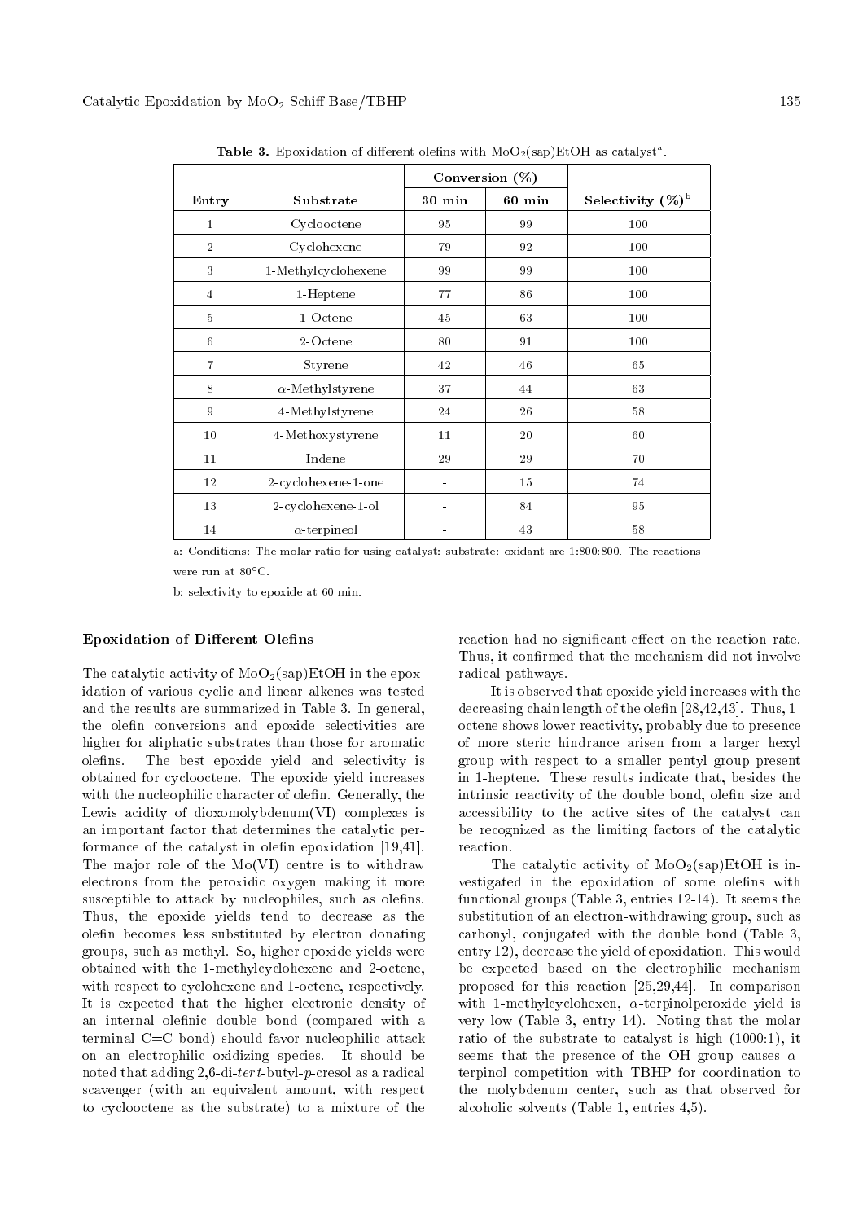**Table 3.** Epoxidation of different olefins with $MoO_2$(sap)EtOH as catalyst[a].

| Entry | Substrate | Conversion (%) | | Selectivity (%)[b] |
|---|---|---|---|---|
| | | 30 min | 60 min | |
| 1 | Cyclooctene | 95 | 99 | 100 |
| 2 | Cyclohexene | 79 | 92 | 100 |
| 3 | 1-Methylcyclohexene | 99 | 99 | 100 |
| 4 | 1-Heptene | 77 | 86 | 100 |
| 5 | 1-Octene | 45 | 63 | 100 |
| 6 | 2-Octene | 80 | 91 | 100 |
| 7 | Styrene | 42 | 46 | 65 |
| 8 | $\alpha$-Methylstyrene | 37 | 44 | 63 |
| 9 | 4-Methylstyrene | 24 | 26 | 58 |
| 10 | 4-Methoxystyrene | 11 | 20 | 60 |
| 11 | Indene | 29 | 29 | 70 |
| 12 | 2-cyclohexene-1-one | - | 15 | 74 |
| 13 | 2-cyclohexene-1-ol | - | 84 | 95 |
| 14 | $\alpha$-terpineol | - | 43 | 58 |

a: Conditions: The molar ratio for using catalyst: substrate: oxidant are 1:800:800. The reactions were run at 80°C.

b: selectivity to epoxide at 60 min.

### Epoxidation of Different Olefins

The catalytic activity of $MoO_2$(sap)EtOH in the epoxidation of various cyclic and linear alkenes was tested and the results are summarized in Table 3. In general, the olefin conversions and epoxide selectivities are higher for aliphatic substrates than those for aromatic olefins. The best epoxide yield and selectivity is obtained for cyclooctene. The epoxide yield increases with the nucleophilic character of olefin. Generally, the Lewis acidity of dioxomolybdenum(VI) complexes is an important factor that determines the catalytic performance of the catalyst in olefin epoxidation [19,41]. The major role of the Mo(VI) centre is to withdraw electrons from the peroxidic oxygen making it more susceptible to attack by nucleophiles, such as olefins. Thus, the epoxide yields tend to decrease as the olefin becomes less substituted by electron donating groups, such as methyl. So, higher epoxide yields were obtained with the 1-methylcyclohexene and 2-octene, with respect to cyclohexene and 1-octene, respectively. It is expected that the higher electronic density of an internal olefinic double bond (compared with a terminal C=C bond) should favor nucleophilic attack on an electrophilic oxidizing species. It should be noted that adding 2,6-di-*tert*-butyl-*p*-cresol as a radical scavenger (with an equivalent amount, with respect to cyclooctene as the substrate) to a mixture of the reaction had no significant effect on the reaction rate. Thus, it confirmed that the mechanism did not involve radical pathways.

It is observed that epoxide yield increases with the decreasing chain length of the olefin [28,42,43]. Thus, 1-octene shows lower reactivity, probably due to presence of more steric hindrance arisen from a larger hexyl group with respect to a smaller pentyl group present in 1-heptene. These results indicate that, besides the intrinsic reactivity of the double bond, olefin size and accessibility to the active sites of the catalyst can be recognized as the limiting factors of the catalytic reaction.

The catalytic activity of $MoO_2$(sap)EtOH is investigated in the epoxidation of some olefins with functional groups (Table 3, entries 12-14). It seems the substitution of an electron-withdrawing group, such as carbonyl, conjugated with the double bond (Table 3, entry 12), decrease the yield of epoxidation. This would be expected based on the electrophilic mechanism proposed for this reaction [25,29,44]. In comparison with 1-methylcyclohexen, $\alpha$-terpinolperoxide yield is very low (Table 3, entry 14). Noting that the molar ratio of the substrate to catalyst is high (1000:1), it seems that the presence of the OH group causes $\alpha$-terpinol competition with TBHP for coordination to the molybdenum center, such as that observed for alcoholic solvents (Table 1, entries 4,5).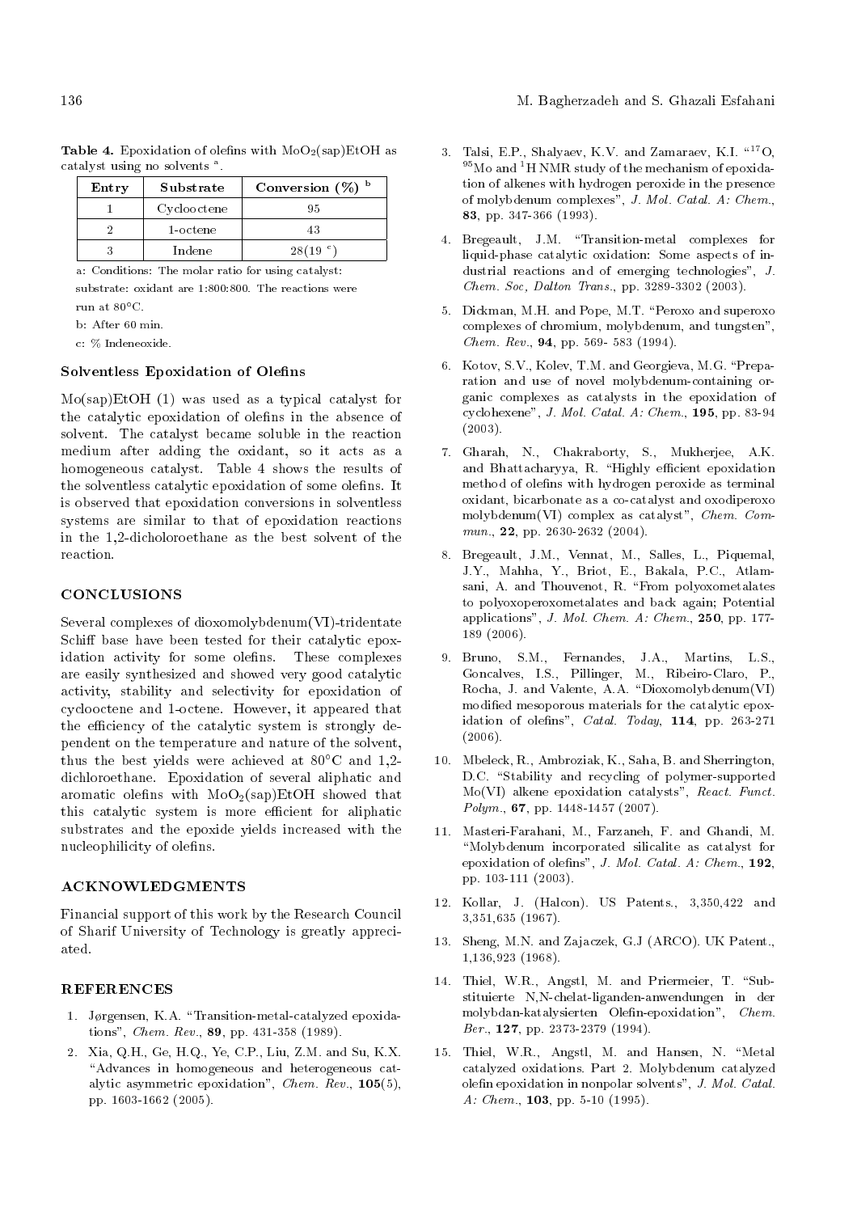**Table 4.** Epoxidation of olefins with $MoO_2$(sap)EtOH as catalyst using no solvents [a].

| Entry | Substrate | Conversion (%) [b] |
|---|---|---|
| 1 | Cyclooctene | 95 |
| 2 | 1-octene | 43 |
| 3 | Indene | 28(19 [c]) |

a: Conditions: The molar ratio for using catalyst: substrate: oxidant are 1:800:800. The reactions were run at 80°C.

b: After 60 min.

c: % Indeneoxide.

### Solventless Epoxidation of Olefins

Mo(sap)EtOH (1) was used as a typical catalyst for the catalytic epoxidation of olefins in the absence of solvent. The catalyst became soluble in the reaction medium after adding the oxidant, so it acts as a homogeneous catalyst. Table 4 shows the results of the solventless catalytic epoxidation of some olefins. It is observed that epoxidation conversions in solventless systems are similar to that of epoxidation reactions in the 1,2-dicholoroethane as the best solvent of the reaction.

## CONCLUSIONS

Several complexes of dioxomolybdenum(VI)-tridentate Schiff base have been tested for their catalytic epoxidation activity for some olefins. These complexes are easily synthesized and showed very good catalytic activity, stability and selectivity for epoxidation of cyclooctene and 1-octene. However, it appeared that the efficiency of the catalytic system is strongly dependent on the temperature and nature of the solvent, thus the best yields were achieved at 80°C and 1,2-dichloroethane. Epoxidation of several aliphatic and aromatic olefins with $MoO_2$(sap)EtOH showed that this catalytic system is more efficient for aliphatic substrates and the epoxide yields increased with the nucleophilicity of olefins.

## ACKNOWLEDGMENTS

Financial support of this work by the Research Council of Sharif University of Technology is greatly appreciated.

## REFERENCES

1. Jørgensen, K.A. "Transition-metal-catalyzed epoxidations", *Chem. Rev.*, **89**, pp. 431-358 (1989).
2. Xia, Q.H., Ge, H.Q., Ye, C.P., Liu, Z.M. and Su, K.X. "Advances in homogeneous and heterogeneous catalytic asymmetric epoxidation", *Chem. Rev.*, **105**(5), pp. 1603-1662 (2005).
3. Talsi, E.P., Shalyaev, K.V. and Zamaraev, K.I. "$^{17}$O, $^{95}$Mo and $^{1}$H NMR study of the mechanism of epoxidation of alkenes with hydrogen peroxide in the presence of molybdenum complexes", *J. Mol. Catal. A: Chem.*, **83**, pp. 347-366 (1993).
4. Bregeault, J.M. "Transition-metal complexes for liquid-phase catalytic oxidation: Some aspects of industrial reactions and of emerging technologies", *J. Chem. Soc, Dalton Trans.*, pp. 3289-3302 (2003).
5. Dickman, M.H. and Pope, M.T. "Peroxo and superoxo complexes of chromium, molybdenum, and tungsten", *Chem. Rev.*, **94**, pp. 569- 583 (1994).
6. Kotov, S.V., Kolev, T.M. and Georgieva, M.G. "Preparation and use of novel molybdenum-containing organic complexes as catalysts in the epoxidation of cyclohexene", *J. Mol. Catal. A: Chem.*, **195**, pp. 83-94 (2003).
7. Gharah, N., Chakraborty, S., Mukherjee, A.K. and Bhattacharyya, R. "Highly efficient epoxidation method of olefins with hydrogen peroxide as terminal oxidant, bicarbonate as a co-catalyst and oxodiperoxo molybdenum(VI) complex as catalyst", *Chem. Commun.*, **22**, pp. 2630-2632 (2004).
8. Bregeault, J.M., Vennat, M., Salles, L., Piquemal, J.Y., Mahha, Y., Briot, E., Bakala, P.C., Atlamsani, A. and Thouvenot, R. "From polyoxometalates to polyoxoperoxometalates and back again; Potential applications", *J. Mol. Chem. A: Chem.*, **250**, pp. 177-189 (2006).
9. Bruno, S.M., Fernandes, J.A., Martins, L.S., Goncalves, I.S., Pillinger, M., Ribeiro-Claro, P., Rocha, J. and Valente, A.A. "Dioxomolybdenum(VI) modified mesoporous materials for the catalytic epoxidation of olefins", *Catal. Today*, **114**, pp. 263-271 (2006).
10. Mbeleck, R., Ambroziak, K., Saha, B. and Sherrington, D.C. "Stability and recycling of polymer-supported Mo(VI) alkene epoxidation catalysts", *React. Funct. Polym.*, **67**, pp. 1448-1457 (2007).
11. Masteri-Farahani, M., Farzaneh, F. and Ghandi, M. "Molybdenum incorporated silicalite as catalyst for epoxidation of olefins", *J. Mol. Catal. A: Chem.*, **192**, pp. 103-111 (2003).
12. Kollar, J. (Halcon). US Patents., 3,350,422 and 3,351,635 (1967).
13. Sheng, M.N. and Zajaczek, G.J (ARCO). UK Patent., 1,136,923 (1968).
14. Thiel, W.R., Angstl, M. and Priermeier, T. "Substituierte N,N-chelat-liganden-anwendungen in der molybdan-katalysierten Olefin-epoxidation", *Chem. Ber.*, **127**, pp. 2373-2379 (1994).
15. Thiel, W.R., Angstl, M. and Hansen, N. "Metal catalyzed oxidations. Part 2. Molybdenum catalyzed olefin epoxidation in nonpolar solvents", *J. Mol. Catal. A: Chem.*, **103**, pp. 5-10 (1995).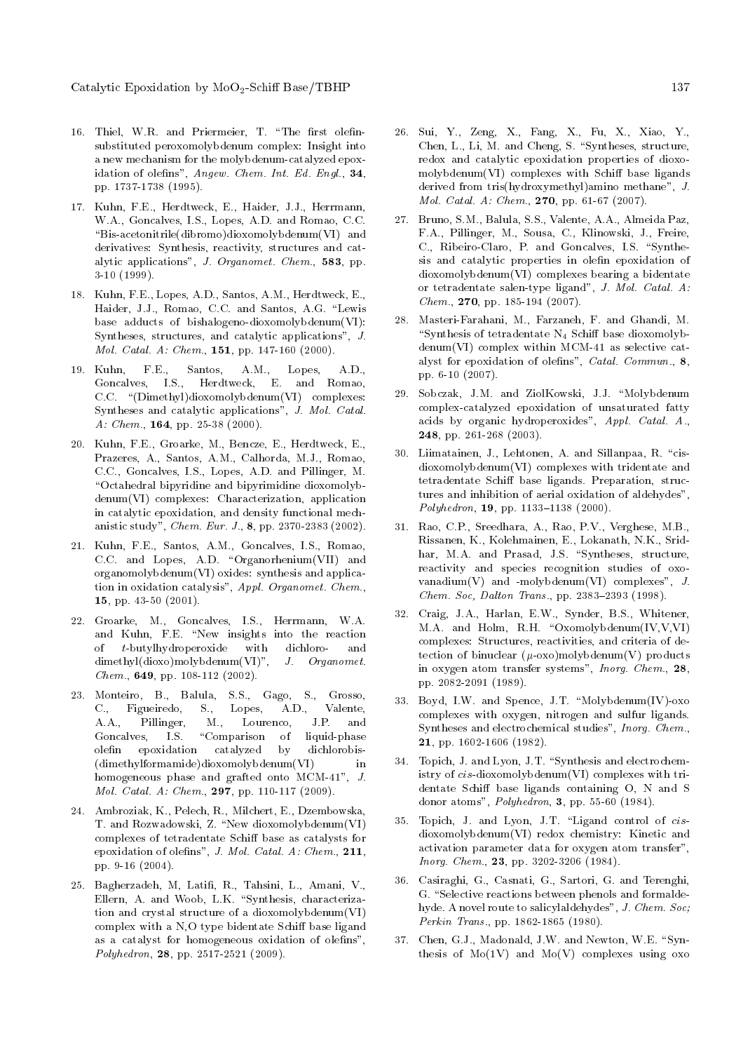16. Thiel, W.R. and Priermeier, T. "The first olefin-substituted peroxomolybdenum complex: Insight into a new mechanism for the molybdenum-catalyzed epoxidation of olefins", *Angew. Chem. Int. Ed. Engl.*, **34**, pp. 1737-1738 (1995).

17. Kuhn, F.E., Herdtweck, E., Haider, J.J., Herrmann, W.A., Goncalves, I.S., Lopes, A.D. and Romao, C.C. "Bis-acetonitrile(dibromo)dioxomolybdenum(VI) and derivatives: Synthesis, reactivity, structures and catalytic applications", *J. Organomet. Chem.*, **583**, pp. 3-10 (1999).

18. Kuhn, F.E., Lopes, A.D., Santos, A.M., Herdtweck, E., Haider, J.J., Romao, C.C. and Santos, A.G. "Lewis base adducts of bishalogeno-dioxomolybdenum(VI): Syntheses, structures, and catalytic applications", *J. Mol. Catal. A: Chem.*, **151**, pp. 147-160 (2000).

19. Kuhn, F.E., Santos, A.M., Lopes, A.D., Goncalves, I.S., Herdtweck, E. and Romao, C.C. "(Dimethyl)dioxomolybdenum(VI) complexes: Syntheses and catalytic applications", *J. Mol. Catal. A: Chem.*, **164**, pp. 25-38 (2000).

20. Kuhn, F.E., Groarke, M., Bencze, E., Herdtweck, E., Prazeres, A., Santos, A.M., Calhorda, M.J., Romao, C.C., Goncalves, I.S., Lopes, A.D. and Pillinger, M. "Octahedral bipyridine and bipyrimidine dioxomolybdenum(VI) complexes: Characterization, application in catalytic epoxidation, and density functional mechanistic study", *Chem. Eur. J.*, **8**, pp. 2370-2383 (2002).

21. Kuhn, F.E., Santos, A.M., Goncalves, I.S., Romao, C.C. and Lopes, A.D. "Organorhenium(VII) and organomolybdenum(VI) oxides: synthesis and application in oxidation catalysis", *Appl. Organomet. Chem.*, **15**, pp. 43-50 (2001).

22. Groarke, M., Goncalves, I.S., Herrmann, W.A. and Kuhn, F.E. "New insights into the reaction of *t*-butylhydroperoxide with dichloro- and dimethyl(dioxo)molybdenum(VI)", *J. Organomet. Chem.*, **649**, pp. 108-112 (2002).

23. Monteiro, B., Balula, S.S., Gago, S., Grosso, C., Figueiredo, S., Lopes, A.D., Valente, A.A., Pillinger, M., Lourenco, J.P. and Goncalves, I.S. "Comparison of liquid-phase olefin epoxidation catalyzed by dichlorobis-(dimethylformamide)dioxomolybdenum(VI) in homogeneous phase and grafted onto MCM-41", *J. Mol. Catal. A: Chem.*, **297**, pp. 110-117 (2009).

24. Ambroziak, K., Pelech, R., Milchert, E., Dzembowska, T. and Rozwadowski, Z. "New dioxomolybdenum(VI) complexes of tetradentate Schiff base as catalysts for epoxidation of olefins", *J. Mol. Catal. A: Chem.*, **211**, pp. 9-16 (2004).

25. Bagherzadeh, M, Latifi, R., Tahsini, L., Amani, V., Ellern, A. and Woob, L.K. "Synthesis, characterization and crystal structure of a dioxomolybdenum(VI) complex with a N,O type bidentate Schiff base ligand as a catalyst for homogeneous oxidation of olefins", *Polyhedron*, **28**, pp. 2517-2521 (2009).

26. Sui, Y., Zeng, X., Fang, X., Fu, X., Xiao, Y., Chen, L., Li, M. and Cheng, S. "Syntheses, structure, redox and catalytic epoxidation properties of dioxomolybdenum(VI) complexes with Schiff base ligands derived from tris(hydroxymethyl)amino methane", *J. Mol. Catal. A: Chem.*, **270**, pp. 61-67 (2007).

27. Bruno, S.M., Balula, S.S., Valente, A.A., Almeida Paz, F.A., Pillinger, M., Sousa, C., Klinowski, J., Freire, C., Ribeiro-Claro, P. and Goncalves, I.S. "Synthesis and catalytic properties in olefin epoxidation of dioxomolybdenum(VI) complexes bearing a bidentate or tetradentate salen-type ligand", *J. Mol. Catal. A: Chem.*, **270**, pp. 185-194 (2007).

28. Masteri-Farahani, M., Farzaneh, F. and Ghandi, M. "Synthesis of tetradentate $N_4$ Schiff base dioxomolybdenum(VI) complex within MCM-41 as selective catalyst for epoxidation of olefins", *Catal. Commun.*, **8**, pp. 6-10 (2007).

29. Sobczak, J.M. and ZiolKowski, J.J. "Molybdenum complex-catalyzed epoxidation of unsaturated fatty acids by organic hydroperoxides", *Appl. Catal. A.*, **248**, pp. 261-268 (2003).

30. Liimatainen, J., Lehtonen, A. and Sillanpaa, R. "cis-dioxomolybdenum(VI) complexes with tridentate and tetradentate Schiff base ligands. Preparation, structures and inhibition of aerial oxidation of aldehydes", *Polyhedron*, **19**, pp. 1133–1138 (2000).

31. Rao, C.P., Sreedhara, A., Rao, P.V., Verghese, M.B., Rissanen, K., Kolehmainen, E., Lokanath, N.K., Sridhar, M.A. and Prasad, J.S. "Syntheses, structure, reactivity and species recognition studies of oxo-vanadium(V) and -molybdenum(VI) complexes", *J. Chem. Soc, Dalton Trans.*, pp. 2383–2393 (1998).

32. Craig, J.A., Harlan, E.W., Synder, B.S., Whitener, M.A. and Holm, R.H. "Oxomolybdenum(IV,V,VI) complexes: Structures, reactivities, and criteria of detection of binuclear ($\mu$-oxo)molybdenum(V) products in oxygen atom transfer systems", *Inorg. Chem.*, **28**, pp. 2082-2091 (1989).

33. Boyd, I.W. and Spence, J.T. "Molybdenum(IV)-oxo complexes with oxygen, nitrogen and sulfur ligands. Syntheses and electrochemical studies", *Inorg. Chem.*, **21**, pp. 1602-1606 (1982).

34. Topich, J. and Lyon, J.T. "Synthesis and electrochemistry of *cis*-dioxomolybdenum(VI) complexes with tridentate Schiff base ligands containing O, N and S donor atoms", *Polyhedron*, **3**, pp. 55-60 (1984).

35. Topich, J. and Lyon, J.T. "Ligand control of *cis*-dioxomolybdenum(VI) redox chemistry: Kinetic and activation parameter data for oxygen atom transfer", *Inorg. Chem.*, **23**, pp. 3202-3206 (1984).

36. Casiraghi, G., Casnati, G., Sartori, G. and Terenghi, G. "Selective reactions between phenols and formaldehyde. A novel route to salicylaldehydes", *J. Chem. Soc; Perkin Trans.*, pp. 1862-1865 (1980).

37. Chen, G.J., Madonald, J.W. and Newton, W.E. "Synthesis of Mo(1V) and Mo(V) complexes using oxo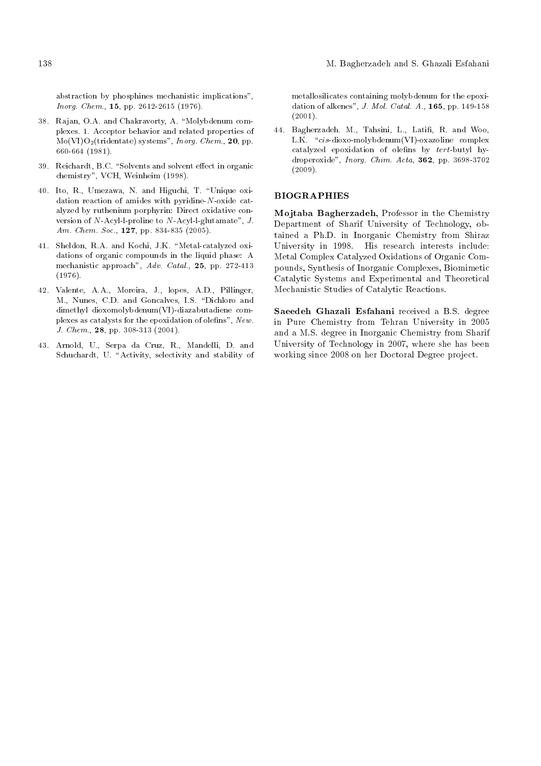abstraction by phosphines mechanistic implications", *Inorg. Chem.*, **15**, pp. 2612-2615 (1976).

38. Rajan, O.A. and Chakravorty, A. "Molybdenum complexes. 1. Acceptor behavior and related properties of Mo(VI)$O_2$(tridentate) systems", *Inorg. Chem.*, **20**, pp. 660-664 (1981).

39. Reichardt, B.C. "Solvents and solvent effect in organic chemistry", VCH, Weinheim (1998).

40. Ito, R., Umezawa, N. and Higuchi, T. "Unique oxidation reaction of amides with pyridine-*N*-oxide catalyzed by ruthenium porphyrin: Direct oxidative conversion of *N*-Acyl-l-proline to *N*-Acyl-l-glutamate", *J. Am. Chem. Soc.*, **127**, pp. 834-835 (2005).

41. Sheldon, R.A. and Kochi, J.K. "Metal-catalyzed oxidations of organic compounds in the liquid phase: A mechanistic approach", *Adv. Catal.*, **25**, pp. 272-413 (1976).

42. Valente, A.A., Moreira, J., lopes, A.D., Pillinger, M., Nunes, C.D. and Goncalves, I.S. "Dichloro and dimethyl dioxomolybdenum(VI)-diazabutadiene complexes as catalysts for the epoxidation of olefins", *New. J. Chem.*, **28**, pp. 308-313 (2004).

43. Arnold, U., Serpa da Cruz, R., Mandelli, D. and Schuchardt, U. "Activity, selectivity and stability of metallosilicates containing molybdenum for the epoxidation of alkenes", *J. Mol. Catal. A.*, **165**, pp. 149-158 (2001).

44. Bagherzadeh. M., Tahsini, L., Latifi, R. and Woo, L.K. "*cis*-dioxo-molybdenum(VI)-oxazoline complex catalyzed epoxidation of olefins by *tert*-butyl hydroperoxide", *Inorg. Chim. Acta*, **362**, pp. 3698-3702 (2009).

## BIOGRAPHIES

**Mojtaba Bagherzadeh**, Professor in the Chemistry Department of Sharif University of Technology, obtained a Ph.D. in Inorganic Chemistry from Shiraz University in 1998. His research interests include: Metal Complex Catalyzed Oxidations of Organic Compounds, Synthesis of Inorganic Complexes, Biomimetic Catalytic Systems and Experimental and Theoretical Mechanistic Studies of Catalytic Reactions.

**Saeedeh Ghazali Esfahani** received a B.S. degree in Pure Chemistry from Tehran University in 2005 and a M.S. degree in Inorganic Chemistry from Sharif University of Technology in 2007, where she has been working since 2008 on her Doctoral Degree project.